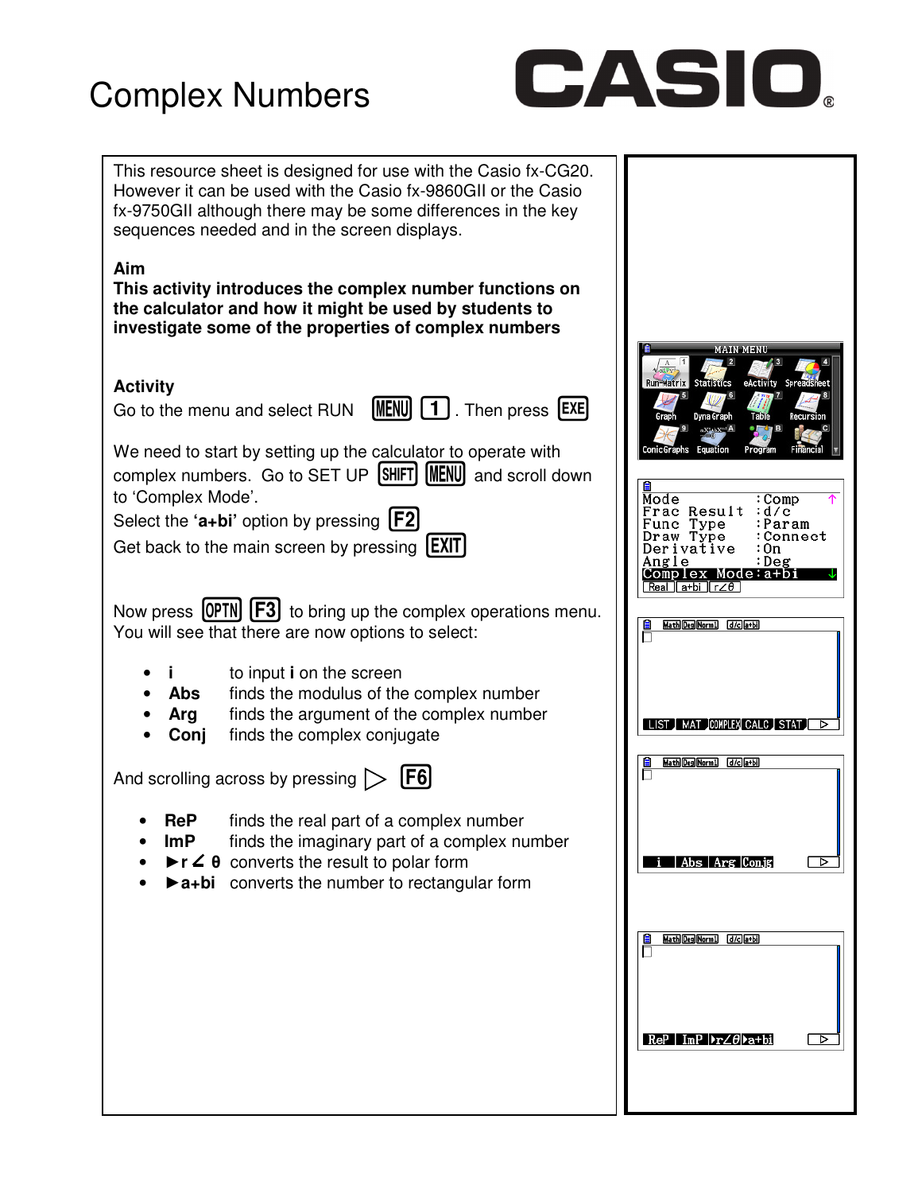# Complex Numbers

CASIO

This resource sheet is designed for use with the Casio fx-CG20. However it can be used with the Casio fx-9860GII or the Casio fx-9750GII although there may be some differences in the key sequences needed and in the screen displays.

**Aim**

**This activity introduces the complex number functions on the calculator and how it might be used by students to investigate some of the properties of complex numbers**

**Activity**

Go to the menu and select RUN [MENU] [1]. Then press [EXE]

We need to start by setting up the calculator to operate with complex numbers. Go to SET UP [SHIFT] [MENU] and scroll down to 'Complex Mode'.

Select the **'a+bi'** option by pressing [F2]

Get back to the main screen by pressing [EXIT]

Now press [OPTN] [F3] to bring up the complex operations menu. You will see that there are now options to select:

- **i** to input **i** on the screen
- **Abs** finds the modulus of the complex number
- **Arg** finds the argument of the complex number
- **Conj** finds the complex conjugate

And scrolling across by pressing ▷ [F6]

- **ReP** finds the real part of a complex number
- **ImP** finds the imaginary part of a complex number
- **►r∠θ** converts the result to polar form
- **►a+bi** converts the number to rectangular form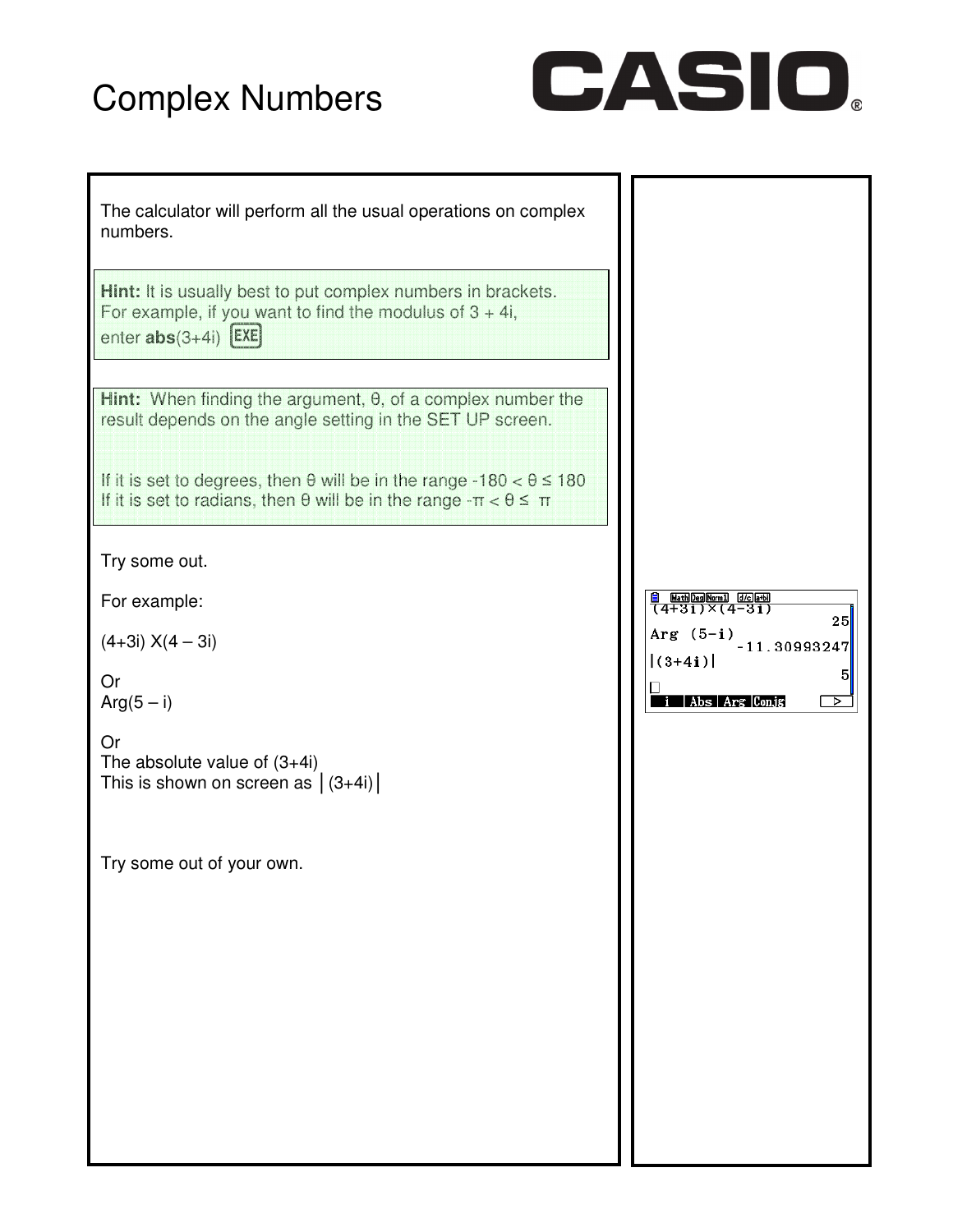# Complex Numbers

The calculator will perform all the usual operations on complex numbers.

**Hint:** It is usually best to put complex numbers in brackets. For example, if you want to find the modulus of 3 + 4i, enter **abs**(3+4i) EXE

**Hint:** When finding the argument, θ, of a complex number the result depends on the angle setting in the SET UP screen.

If it is set to degrees, then θ will be in the range $-180 < \theta \leq 180$
If it is set to radians, then θ will be in the range $-\pi < \theta \leq \pi$

Try some out.

For example:

(4+3i) X(4 – 3i)

Or
Arg(5 – i)

Or
The absolute value of (3+4i)
This is shown on screen as │(3+4i)│

Try some out of your own.

```
(4+3i)×(4-3i)
                    25
Arg (5-i)
          -11.30993247
|(3+4i)|
                     5
```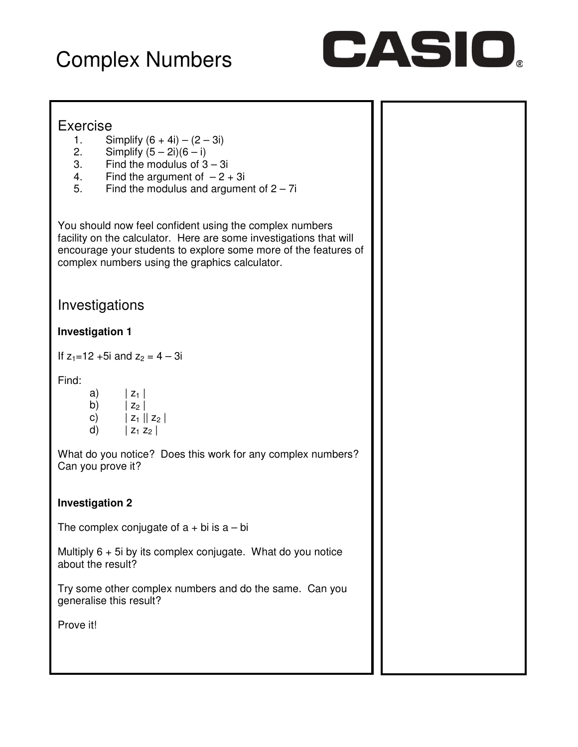# Complex Numbers

CASIO®

## Exercise

1. Simplify $(6 + 4i) - (2 - 3i)$
2. Simplify $(5 - 2i)(6 - i)$
3. Find the modulus of $3 - 3i$
4. Find the argument of $-2 + 3i$
5. Find the modulus and argument of $2 - 7i$

You should now feel confident using the complex numbers facility on the calculator. Here are some investigations that will encourage your students to explore some more of the features of complex numbers using the graphics calculator.

## Investigations

**Investigation 1**

If $z_1 = 12 + 5i$ and $z_2 = 4 - 3i$

Find:

a) $| z_1 |$

b) $| z_2 |$

c) $| z_1 || z_2 |$

d) $| z_1 z_2 |$

What do you notice? Does this work for any complex numbers? Can you prove it?

**Investigation 2**

The complex conjugate of $a + bi$ is $a - bi$

Multiply $6 + 5i$ by its complex conjugate. What do you notice about the result?

Try some other complex numbers and do the same. Can you generalise this result?

Prove it!